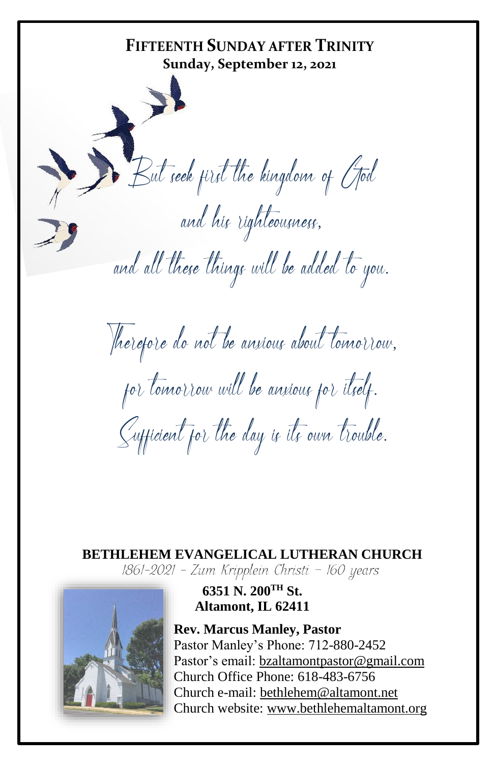# FIFTEENTH SUNDAY AFTER TRINITY

**Sunday, September 12, 2021**

*But seek first the kingdom of God*
*and his righteousness,*
*and all these things will be added to you.*

*Therefore do not be anxious about tomorrow,*
*for tomorrow will be anxious for itself.*
*Sufficient for the day is its own trouble.*

## BETHLEHEM EVANGELICAL LUTHERAN CHURCH

*1861-2021 – Zum Kripplein Christi – 160 years*

**6351 N. 200TH St.**
**Altamont, IL 62411**

**Rev. Marcus Manley, Pastor**
Pastor Manley's Phone: 712-880-2452
Pastor's email: bzaltamontpastor@gmail.com
Church Office Phone: 618-483-6756
Church e-mail: bethlehem@altamont.net
Church website: www.bethlehemaltamont.org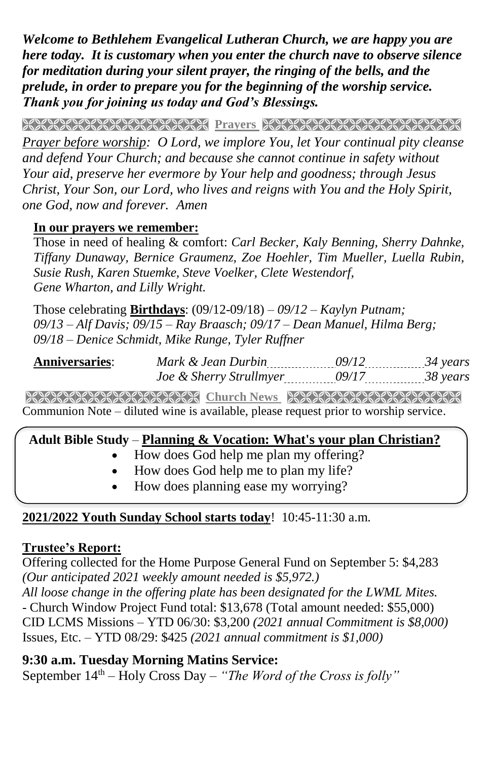***Welcome to Bethlehem Evangelical Lutheran Church, we are happy you are here today. It is customary when you enter the church nave to observe silence for meditation during your silent prayer, the ringing of the bells, and the prelude, in order to prepare you for the beginning of the worship service. Thank you for joining us today and God's Blessings.***

## Prayers

*Prayer before worship: O Lord, we implore You, let Your continual pity cleanse and defend Your Church; and because she cannot continue in safety without Your aid, preserve her evermore by Your help and goodness; through Jesus Christ, Your Son, our Lord, who lives and reigns with You and the Holy Spirit, one God, now and forever. Amen*

**In our prayers we remember:**

Those in need of healing & comfort: *Carl Becker, Kaly Benning, Sherry Dahnke, Tiffany Dunaway, Bernice Graumenz, Zoe Hoehler, Tim Mueller, Luella Rubin, Susie Rush, Karen Stuemke, Steve Voelker, Clete Westendorf, Gene Wharton, and Lilly Wright.*

Those celebrating **Birthdays**: (09/12-09/18) – *09/12 – Kaylyn Putnam; 09/13 – Alf Davis; 09/15 – Ray Braasch; 09/17 – Dean Manuel, Hilma Berg; 09/18 – Denice Schmidt, Mike Runge, Tyler Ruffner*

| **Anniversaries**: | | | |
|---|---|---|---|
| | *Mark & Jean Durbin* | *09/12* | *34 years* |
| | *Joe & Sherry Strullmyer* | *09/17* | *38 years* |

## Church News

Communion Note – diluted wine is available, please request prior to worship service.

**Adult Bible Study – Planning & Vocation: What's your plan Christian?**

- How does God help me plan my offering?
- How does God help me to plan my life?
- How does planning ease my worrying?

**2021/2022 Youth Sunday School starts today**! 10:45-11:30 a.m.

**Trustee's Report:**

Offering collected for the Home Purpose General Fund on September 5: $4,283
*(Our anticipated 2021 weekly amount needed is $5,972.)*
*All loose change in the offering plate has been designated for the LWML Mites.*
- Church Window Project Fund total: $13,678 (Total amount needed: $55,000)
CID LCMS Missions – YTD 06/30: $3,200 *(2021 annual Commitment is $8,000)*
Issues, Etc. – YTD 08/29: $425 *(2021 annual commitment is $1,000)*

**9:30 a.m. Tuesday Morning Matins Service:**

September 14th – Holy Cross Day – *"The Word of the Cross is folly"*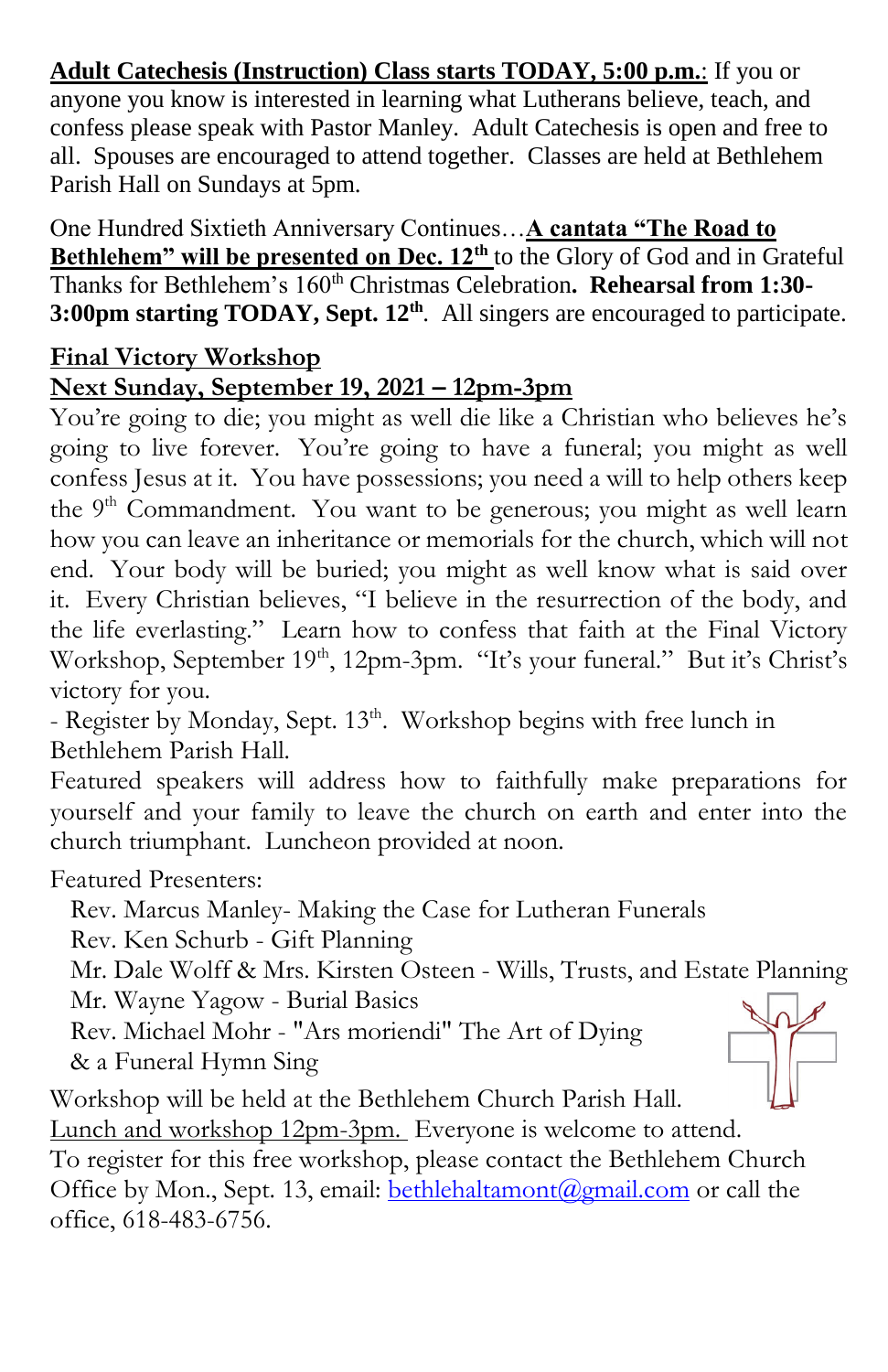**Adult Catechesis (Instruction) Class starts TODAY, 5:00 p.m.**: If you or anyone you know is interested in learning what Lutherans believe, teach, and confess please speak with Pastor Manley. Adult Catechesis is open and free to all. Spouses are encouraged to attend together. Classes are held at Bethlehem Parish Hall on Sundays at 5pm.

One Hundred Sixtieth Anniversary Continues…**A cantata "The Road to Bethlehem" will be presented on Dec. 12th** to the Glory of God and in Grateful Thanks for Bethlehem's 160th Christmas Celebration**. Rehearsal from 1:30-3:00pm starting TODAY, Sept. 12th**. All singers are encouraged to participate.

**Final Victory Workshop**
**Next Sunday, September 19, 2021 – 12pm-3pm**

You're going to die; you might as well die like a Christian who believes he's going to live forever. You're going to have a funeral; you might as well confess Jesus at it. You have possessions; you need a will to help others keep the 9th Commandment. You want to be generous; you might as well learn how you can leave an inheritance or memorials for the church, which will not end. Your body will be buried; you might as well know what is said over it. Every Christian believes, "I believe in the resurrection of the body, and the life everlasting." Learn how to confess that faith at the Final Victory Workshop, September 19th, 12pm-3pm. "It's your funeral." But it's Christ's victory for you.

- Register by Monday, Sept. 13th. Workshop begins with free lunch in Bethlehem Parish Hall.

Featured speakers will address how to faithfully make preparations for yourself and your family to leave the church on earth and enter into the church triumphant. Luncheon provided at noon.

Featured Presenters:

Rev. Marcus Manley- Making the Case for Lutheran Funerals
Rev. Ken Schurb - Gift Planning
Mr. Dale Wolff & Mrs. Kirsten Osteen - Wills, Trusts, and Estate Planning
Mr. Wayne Yagow - Burial Basics
Rev. Michael Mohr - "Ars moriendi" The Art of Dying
& a Funeral Hymn Sing

Workshop will be held at the Bethlehem Church Parish Hall.
Lunch and workshop 12pm-3pm. Everyone is welcome to attend.
To register for this free workshop, please contact the Bethlehem Church Office by Mon., Sept. 13, email: bethlehaltamont@gmail.com or call the office, 618-483-6756.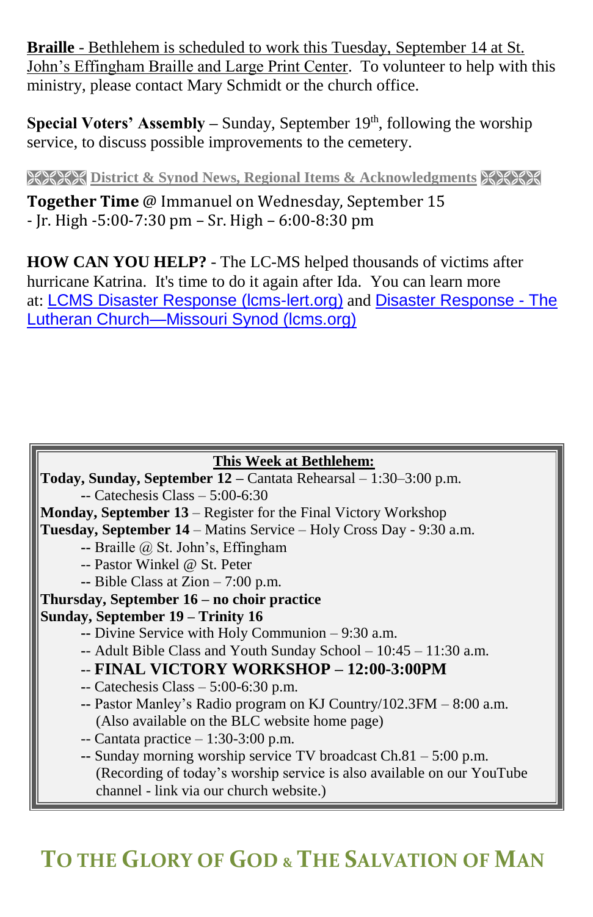**Braille** - Bethlehem is scheduled to work this Tuesday, September 14 at St. John's Effingham Braille and Large Print Center. To volunteer to help with this ministry, please contact Mary Schmidt or the church office.

**Special Voters' Assembly** – Sunday, September 19th, following the worship service, to discuss possible improvements to the cemetery.

**District & Synod News, Regional Items & Acknowledgments**

**Together Time** @ Immanuel on Wednesday, September 15
- Jr. High -5:00-7:30 pm – Sr. High – 6:00-8:30 pm

**HOW CAN YOU HELP?** - The LC-MS helped thousands of victims after hurricane Katrina. It's time to do it again after Ida. You can learn more at: LCMS Disaster Response (lcms-lert.org) and Disaster Response - The Lutheran Church—Missouri Synod (lcms.org)

**This Week at Bethlehem:**

**Today, Sunday, September 12 –** Cantata Rehearsal – 1:30–3:00 p.m.
-- Catechesis Class – 5:00-6:30

**Monday, September 13** – Register for the Final Victory Workshop

**Tuesday, September 14** – Matins Service – Holy Cross Day - 9:30 a.m.
-- Braille @ St. John's, Effingham
-- Pastor Winkel @ St. Peter
-- Bible Class at Zion – 7:00 p.m.

**Thursday, September 16 – no choir practice**

**Sunday, September 19 – Trinity 16**
-- Divine Service with Holy Communion – 9:30 a.m.
-- Adult Bible Class and Youth Sunday School – 10:45 – 11:30 a.m.
-- **FINAL VICTORY WORKSHOP – 12:00-3:00PM**
-- Catechesis Class – 5:00-6:30 p.m.
-- Pastor Manley's Radio program on KJ Country/102.3FM – 8:00 a.m. (Also available on the BLC website home page)
-- Cantata practice – 1:30-3:00 p.m.
-- Sunday morning worship service TV broadcast Ch.81 – 5:00 p.m. (Recording of today's worship service is also available on our YouTube channel - link via our church website.)

**TO THE GLORY OF GOD & THE SALVATION OF MAN**